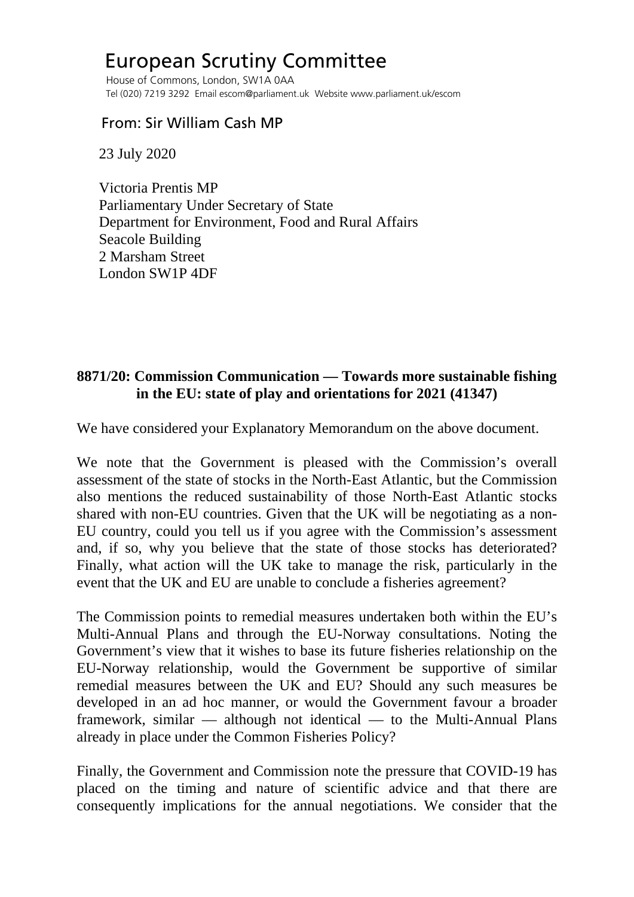# European Scrutiny Committee

House of Commons, London, SW1A 0AA
Tel (020) 7219 3292 Email escom@parliament.uk Website www.parliament.uk/escom

## From: Sir William Cash MP

23 July 2020

Victoria Prentis MP
Parliamentary Under Secretary of State
Department for Environment, Food and Rural Affairs
Seacole Building
2 Marsham Street
London SW1P 4DF

**8871/20: Commission Communication — Towards more sustainable fishing in the EU: state of play and orientations for 2021 (41347)**

We have considered your Explanatory Memorandum on the above document.

We note that the Government is pleased with the Commission's overall assessment of the state of stocks in the North-East Atlantic, but the Commission also mentions the reduced sustainability of those North-East Atlantic stocks shared with non-EU countries. Given that the UK will be negotiating as a non-EU country, could you tell us if you agree with the Commission's assessment and, if so, why you believe that the state of those stocks has deteriorated? Finally, what action will the UK take to manage the risk, particularly in the event that the UK and EU are unable to conclude a fisheries agreement?

The Commission points to remedial measures undertaken both within the EU's Multi-Annual Plans and through the EU-Norway consultations. Noting the Government's view that it wishes to base its future fisheries relationship on the EU-Norway relationship, would the Government be supportive of similar remedial measures between the UK and EU? Should any such measures be developed in an ad hoc manner, or would the Government favour a broader framework, similar — although not identical — to the Multi-Annual Plans already in place under the Common Fisheries Policy?

Finally, the Government and Commission note the pressure that COVID-19 has placed on the timing and nature of scientific advice and that there are consequently implications for the annual negotiations. We consider that the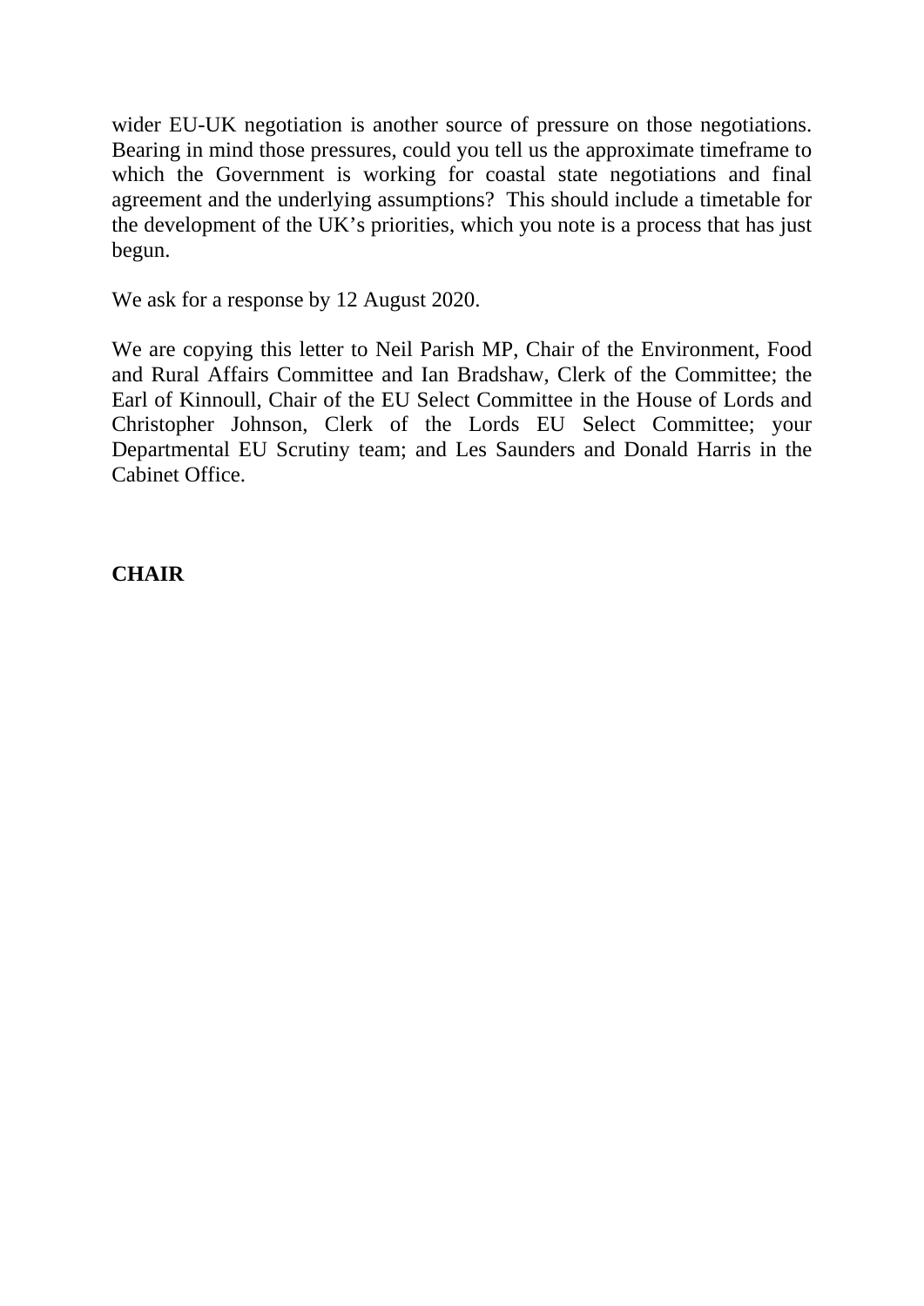wider EU-UK negotiation is another source of pressure on those negotiations. Bearing in mind those pressures, could you tell us the approximate timeframe to which the Government is working for coastal state negotiations and final agreement and the underlying assumptions? This should include a timetable for the development of the UK's priorities, which you note is a process that has just begun.

We ask for a response by 12 August 2020.

We are copying this letter to Neil Parish MP, Chair of the Environment, Food and Rural Affairs Committee and Ian Bradshaw, Clerk of the Committee; the Earl of Kinnoull, Chair of the EU Select Committee in the House of Lords and Christopher Johnson, Clerk of the Lords EU Select Committee; your Departmental EU Scrutiny team; and Les Saunders and Donald Harris in the Cabinet Office.

**CHAIR**